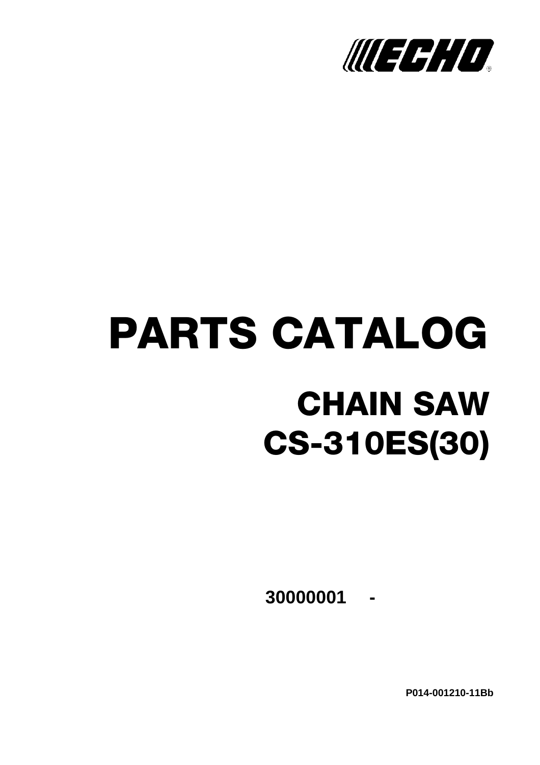ECHO®

# PARTS CATALOG

## CHAIN SAW
## CS-310ES(30)

**30000001 -**

**P014-001210-11Bb**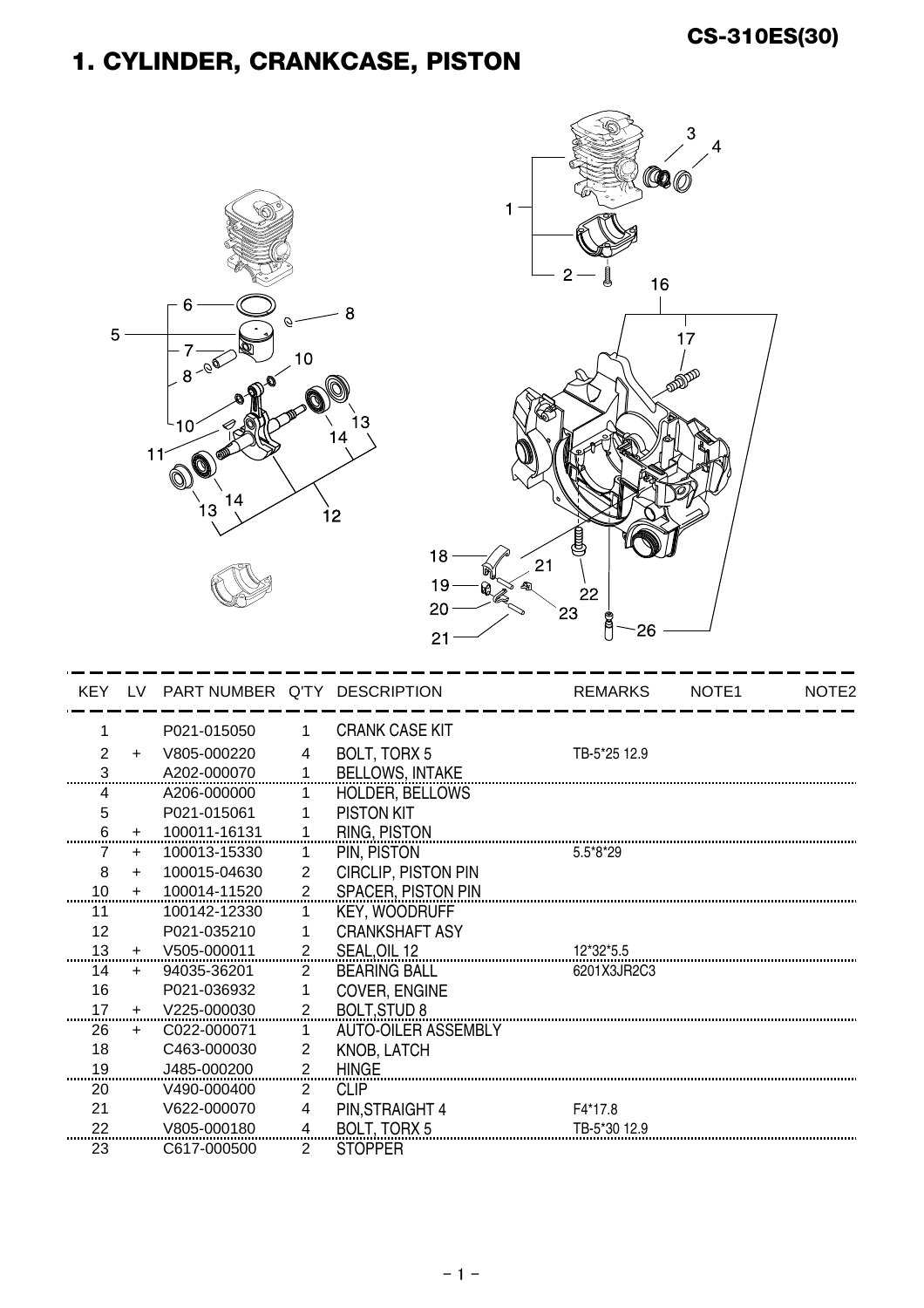## 1. CYLINDER, CRANKCASE, PISTON

| KEY | LV | PART NUMBER | Q'TY | DESCRIPTION | REMARKS | NOTE1 | NOTE2 |
|---|---|---|---|---|---|---|---|
| 1 | | P021-015050 | 1 | CRANK CASE KIT | | | |
| 2 | + | V805-000220 | 4 | BOLT, TORX 5 | TB-5*25 12.9 | | |
| 3 | | A202-000070 | 1 | BELLOWS, INTAKE | | | |
| 4 | | A206-000000 | 1 | HOLDER, BELLOWS | | | |
| 5 | | P021-015061 | 1 | PISTON KIT | | | |
| 6 | + | 100011-16131 | 1 | RING, PISTON | | | |
| 7 | + | 100013-15330 | 1 | PIN, PISTON | 5.5*8*29 | | |
| 8 | + | 100015-04630 | 2 | CIRCLIP, PISTON PIN | | | |
| 10 | + | 100014-11520 | 2 | SPACER, PISTON PIN | | | |
| 11 | | 100142-12330 | 1 | KEY, WOODRUFF | | | |
| 12 | | P021-035210 | 1 | CRANKSHAFT ASY | | | |
| 13 | + | V505-000011 | 2 | SEAL,OIL 12 | 12*32*5.5 | | |
| 14 | + | 94035-36201 | 2 | BEARING BALL | 6201X3JR2C3 | | |
| 16 | | P021-036932 | 1 | COVER, ENGINE | | | |
| 17 | + | V225-000030 | 2 | BOLT,STUD 8 | | | |
| 26 | + | C022-000071 | 1 | AUTO-OILER ASSEMBLY | | | |
| 18 | | C463-000030 | 2 | KNOB, LATCH | | | |
| 19 | | J485-000200 | 2 | HINGE | | | |
| 20 | | V490-000400 | 2 | CLIP | | | |
| 21 | | V622-000070 | 4 | PIN,STRAIGHT 4 | F4*17.8 | | |
| 22 | | V805-000180 | 4 | BOLT, TORX 5 | TB-5*30 12.9 | | |
| 23 | | C617-000500 | 2 | STOPPER | | | |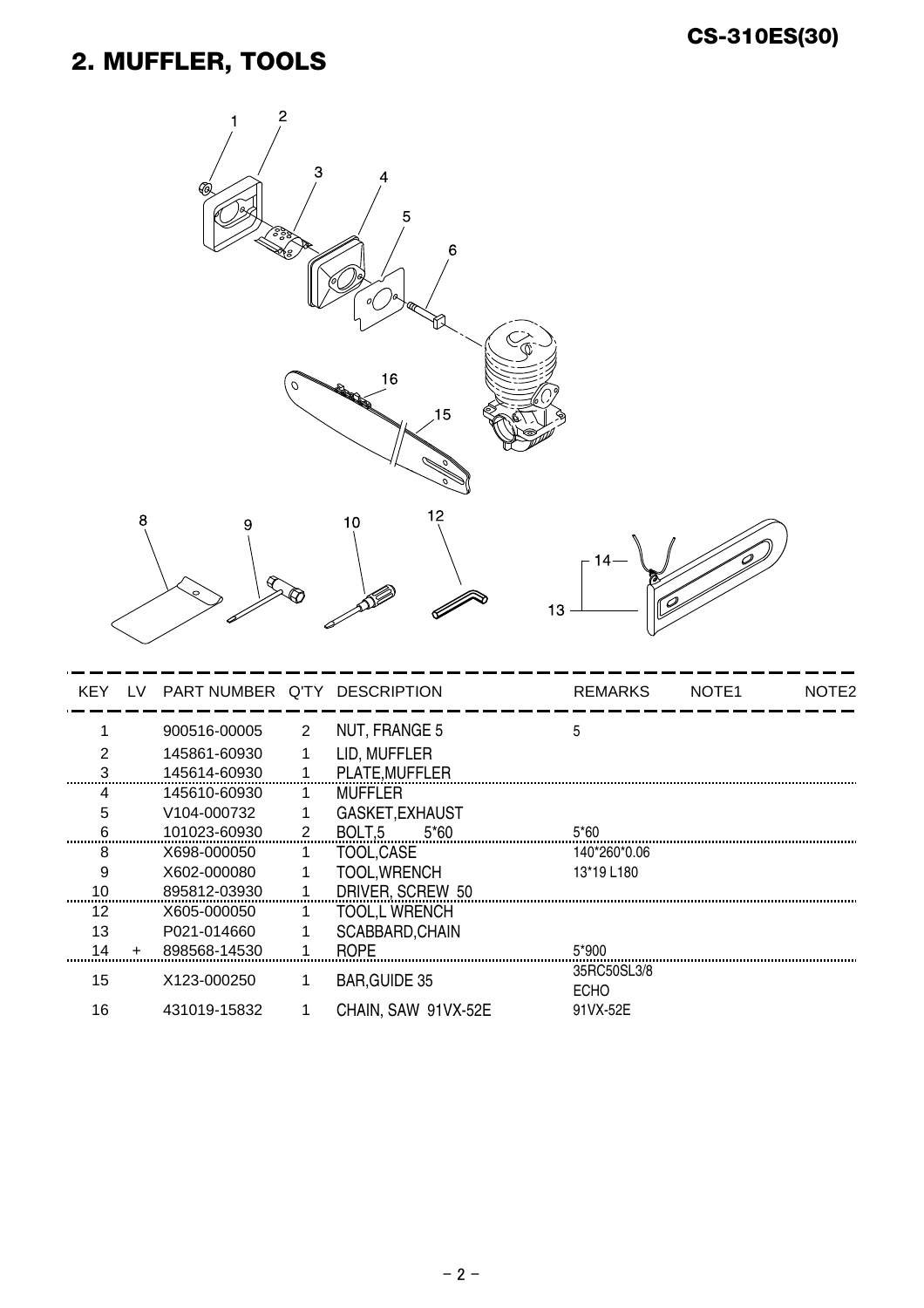## 2. MUFFLER, TOOLS

| KEY | LV | PART NUMBER | Q'TY | DESCRIPTION | REMARKS | NOTE1 | NOTE2 |
|---|---|---|---|---|---|---|---|
| 1 | | 900516-00005 | 2 | NUT, FRANGE 5 | 5 | | |
| 2 | | 145861-60930 | 1 | LID, MUFFLER | | | |
| 3 | | 145614-60930 | 1 | PLATE,MUFFLER | | | |
| 4 | | 145610-60930 | 1 | MUFFLER | | | |
| 5 | | V104-000732 | 1 | GASKET,EXHAUST | | | |
| 6 | | 101023-60930 | 2 | BOLT,5 5*60 | 5*60 | | |
| 8 | | X698-000050 | 1 | TOOL,CASE | 140*260*0.06 | | |
| 9 | | X602-000080 | 1 | TOOL,WRENCH | 13*19 L180 | | |
| 10 | | 895812-03930 | 1 | DRIVER, SCREW 50 | | | |
| 12 | | X605-000050 | 1 | TOOL,L WRENCH | | | |
| 13 | | P021-014660 | 1 | SCABBARD,CHAIN | | | |
| 14 | + | 898568-14530 | 1 | ROPE | 5*900 | | |
| 15 | | X123-000250 | 1 | BAR,GUIDE 35 | 35RC50SL3/8 ECHO | | |
| 16 | | 431019-15832 | 1 | CHAIN, SAW 91VX-52E | 91VX-52E | | |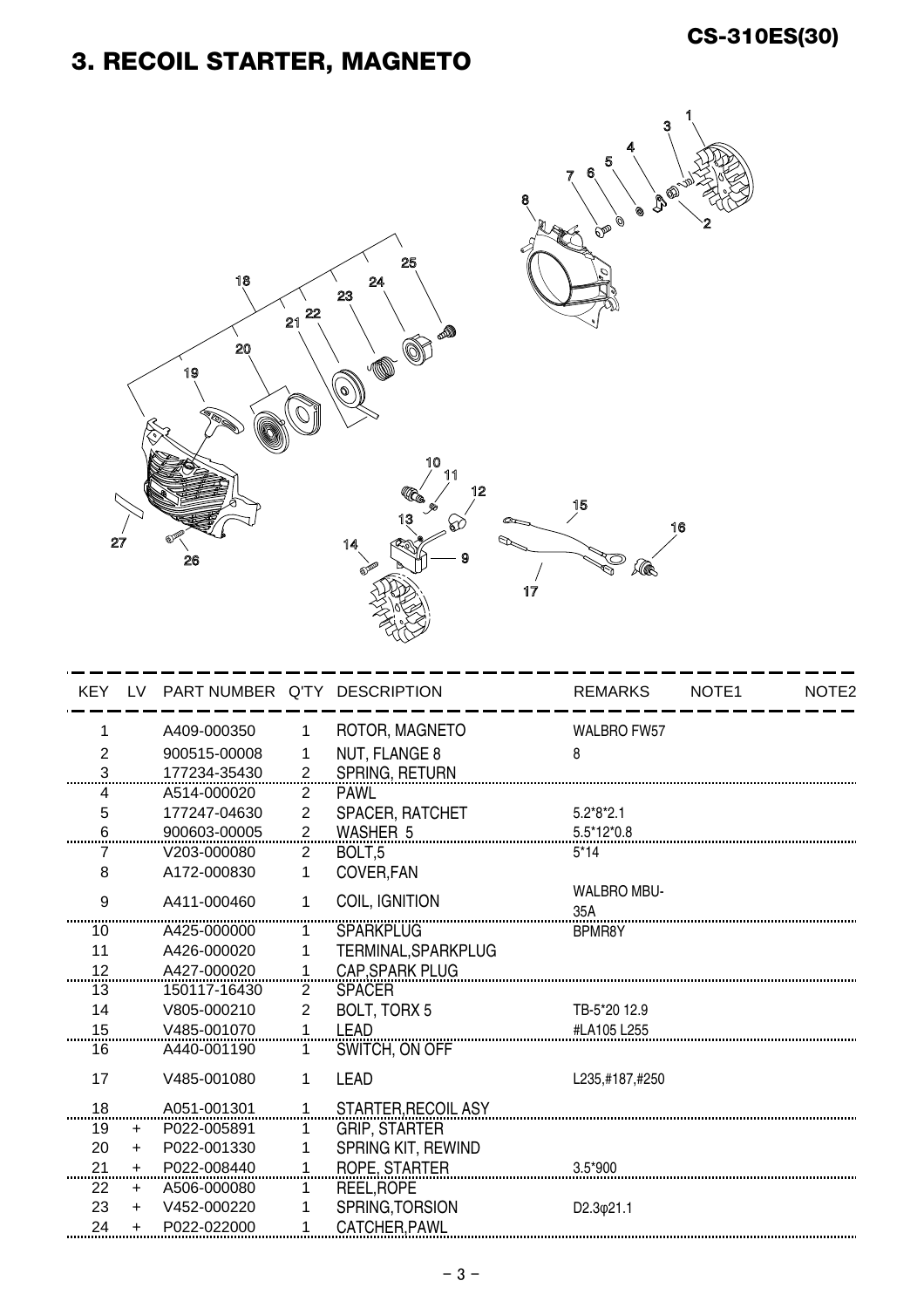# 3. RECOIL STARTER, MAGNETO

| KEY | LV | PART NUMBER | Q'TY | DESCRIPTION | REMARKS | NOTE1 | NOTE2 |
|---|---|---|---|---|---|---|---|
| 1 | | A409-000350 | 1 | ROTOR, MAGNETO | WALBRO FW57 | | |
| 2 | | 900515-00008 | 1 | NUT, FLANGE 8 | 8 | | |
| 3 | | 177234-35430 | 2 | SPRING, RETURN | | | |
| 4 | | A514-000020 | 2 | PAWL | | | |
| 5 | | 177247-04630 | 2 | SPACER, RATCHET | 5.2*8*2.1 | | |
| 6 | | 900603-00005 | 2 | WASHER 5 | 5.5*12*0.8 | | |
| 7 | | V203-000080 | 2 | BOLT,5 | 5*14 | | |
| 8 | | A172-000830 | 1 | COVER,FAN | | | |
| 9 | | A411-000460 | 1 | COIL, IGNITION | WALBRO MBU-35A | | |
| 10 | | A425-000000 | 1 | SPARKPLUG | BPMR8Y | | |
| 11 | | A426-000020 | 1 | TERMINAL,SPARKPLUG | | | |
| 12 | | A427-000020 | 1 | CAP,SPARK PLUG | | | |
| 13 | | 150117-16430 | 2 | SPACER | | | |
| 14 | | V805-000210 | 2 | BOLT, TORX 5 | TB-5*20 12.9 | | |
| 15 | | V485-001070 | 1 | LEAD | #LA105 L255 | | |
| 16 | | A440-001190 | 1 | SWITCH, ON OFF | | | |
| 17 | | V485-001080 | 1 | LEAD | L235,#187,#250 | | |
| 18 | | A051-001301 | 1 | STARTER,RECOIL ASY | | | |
| 19 | + | P022-005891 | 1 | GRIP, STARTER | | | |
| 20 | + | P022-001330 | 1 | SPRING KIT, REWIND | | | |
| 21 | + | P022-008440 | 1 | ROPE, STARTER | 3.5*900 | | |
| 22 | + | A506-000080 | 1 | REEL,ROPE | | | |
| 23 | + | V452-000220 | 1 | SPRING,TORSION | D2.3φ21.1 | | |
| 24 | + | P022-022000 | 1 | CATCHER,PAWL | | | |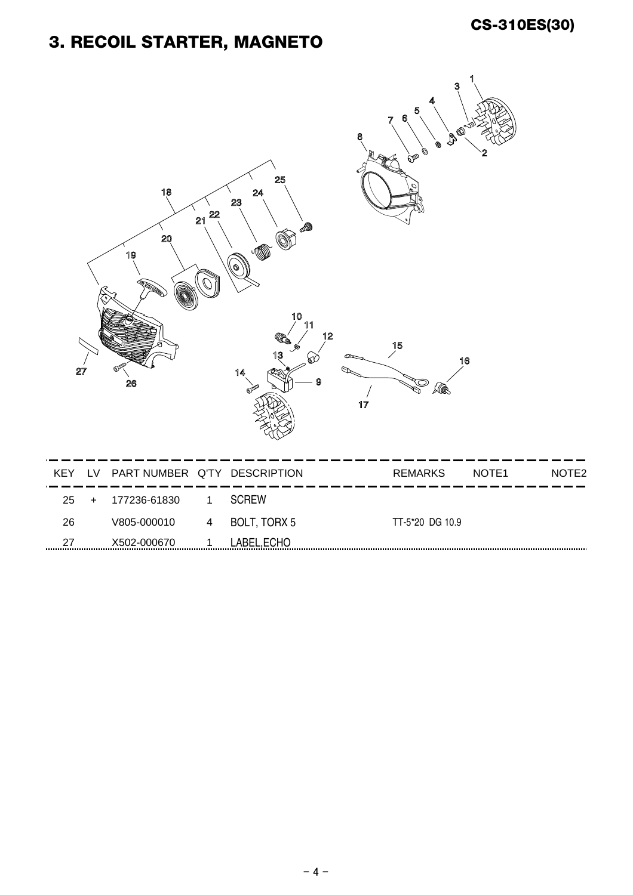# 3. RECOIL STARTER, MAGNETO

| KEY | LV | PART NUMBER | Q'TY | DESCRIPTION | REMARKS | NOTE1 | NOTE2 |
|---|---|---|---|---|---|---|---|
| 25 | + | 177236-61830 | 1 | SCREW | | | |
| 26 | | V805-000010 | 4 | BOLT, TORX 5 | TT-5*20 DG 10.9 | | |
| 27 | | X502-000670 | 1 | LABEL,ECHO | | | |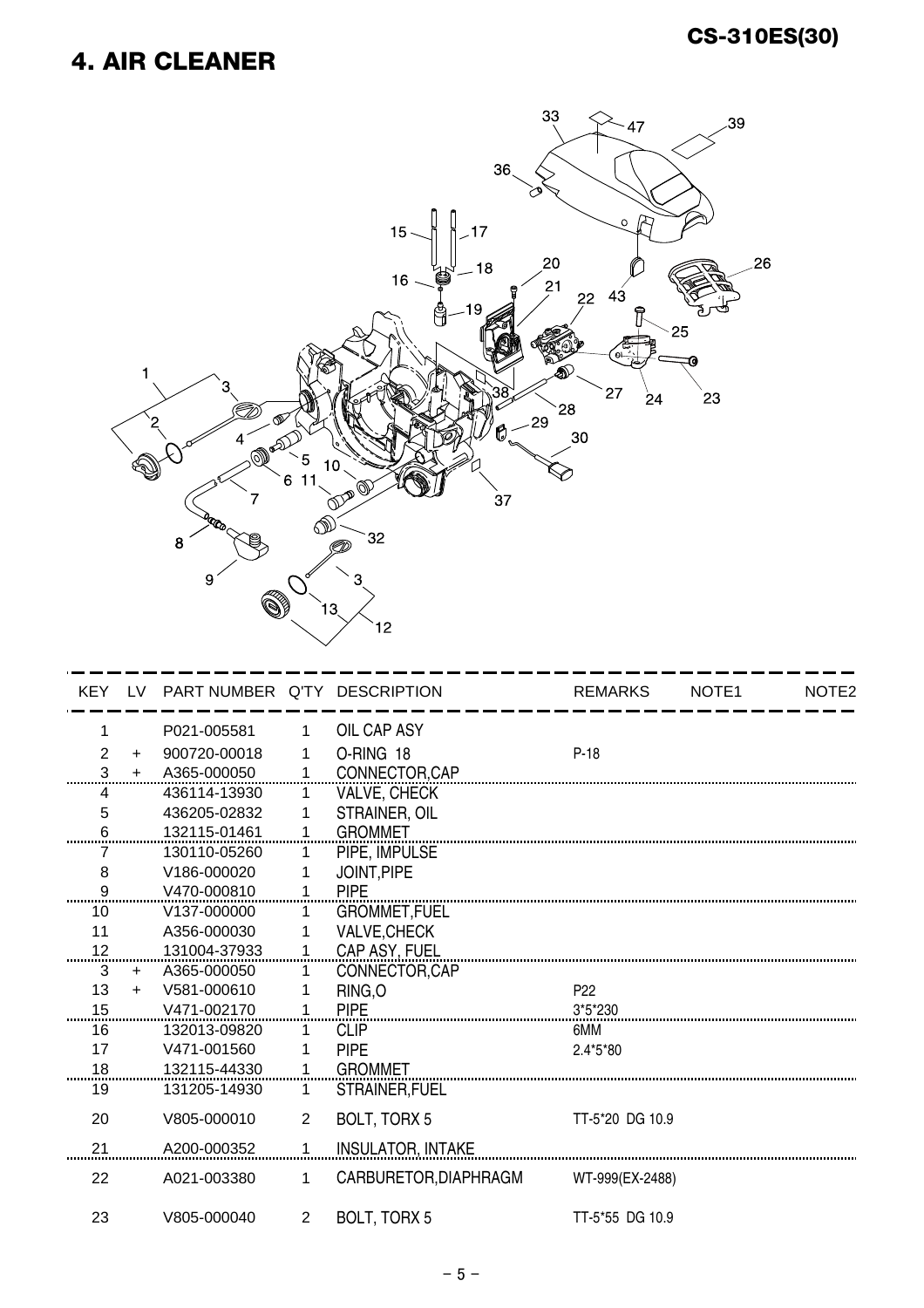# 4. AIR CLEANER

| KEY | LV | PART NUMBER | Q'TY | DESCRIPTION | REMARKS | NOTE1 | NOTE2 |
|---|---|---|---|---|---|---|---|
| 1 | | P021-005581 | 1 | OIL CAP ASY | | | |
| 2 | + | 900720-00018 | 1 | O-RING 18 | P-18 | | |
| 3 | + | A365-000050 | 1 | CONNECTOR,CAP | | | |
| 4 | | 436114-13930 | 1 | VALVE, CHECK | | | |
| 5 | | 436205-02832 | 1 | STRAINER, OIL | | | |
| 6 | | 132115-01461 | 1 | GROMMET | | | |
| 7 | | 130110-05260 | 1 | PIPE, IMPULSE | | | |
| 8 | | V186-000020 | 1 | JOINT,PIPE | | | |
| 9 | | V470-000810 | 1 | PIPE | | | |
| 10 | | V137-000000 | 1 | GROMMET,FUEL | | | |
| 11 | | A356-000030 | 1 | VALVE,CHECK | | | |
| 12 | | 131004-37933 | 1 | CAP ASY, FUEL | | | |
| 3 | + | A365-000050 | 1 | CONNECTOR,CAP | | | |
| 13 | + | V581-000610 | 1 | RING,O | P22 | | |
| 15 | | V471-002170 | 1 | PIPE | 3*5*230 | | |
| 16 | | 132013-09820 | 1 | CLIP | 6MM | | |
| 17 | | V471-001560 | 1 | PIPE | 2.4*5*80 | | |
| 18 | | 132115-44330 | 1 | GROMMET | | | |
| 19 | | 131205-14930 | 1 | STRAINER,FUEL | | | |
| 20 | | V805-000010 | 2 | BOLT, TORX 5 | TT-5*20 DG 10.9 | | |
| 21 | | A200-000352 | 1 | INSULATOR, INTAKE | | | |
| 22 | | A021-003380 | 1 | CARBURETOR,DIAPHRAGM | WT-999(EX-2488) | | |
| 23 | | V805-000040 | 2 | BOLT, TORX 5 | TT-5*55 DG 10.9 | | |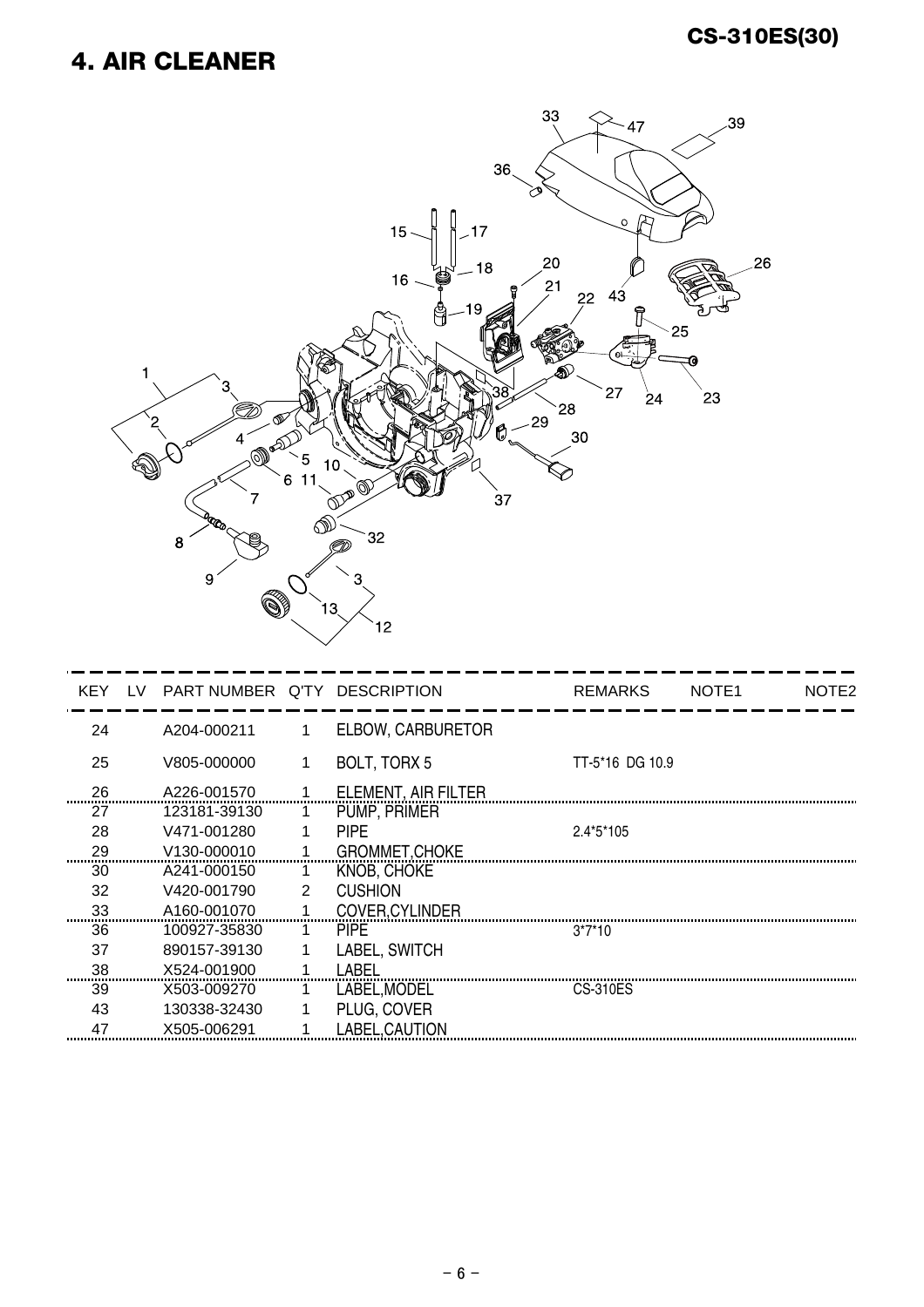## 4. AIR CLEANER

| KEY | LV | PART NUMBER | Q'TY | DESCRIPTION | REMARKS | NOTE1 | NOTE2 |
|---|---|---|---|---|---|---|---|
| 24 | | A204-000211 | 1 | ELBOW, CARBURETOR | | | |
| 25 | | V805-000000 | 1 | BOLT, TORX 5 | TT-5*16 DG 10.9 | | |
| 26 | | A226-001570 | 1 | ELEMENT, AIR FILTER | | | |
| 27 | | 123181-39130 | 1 | PUMP, PRIMER | | | |
| 28 | | V471-001280 | 1 | PIPE | 2.4*5*105 | | |
| 29 | | V130-000010 | 1 | GROMMET,CHOKE | | | |
| 30 | | A241-000150 | 1 | KNOB, CHOKE | | | |
| 32 | | V420-001790 | 2 | CUSHION | | | |
| 33 | | A160-001070 | 1 | COVER,CYLINDER | | | |
| 36 | | 100927-35830 | 1 | PIPE | 3*7*10 | | |
| 37 | | 890157-39130 | 1 | LABEL, SWITCH | | | |
| 38 | | X524-001900 | 1 | LABEL | | | |
| 39 | | X503-009270 | 1 | LABEL,MODEL | CS-310ES | | |
| 43 | | 130338-32430 | 1 | PLUG, COVER | | | |
| 47 | | X505-006291 | 1 | LABEL,CAUTION | | | |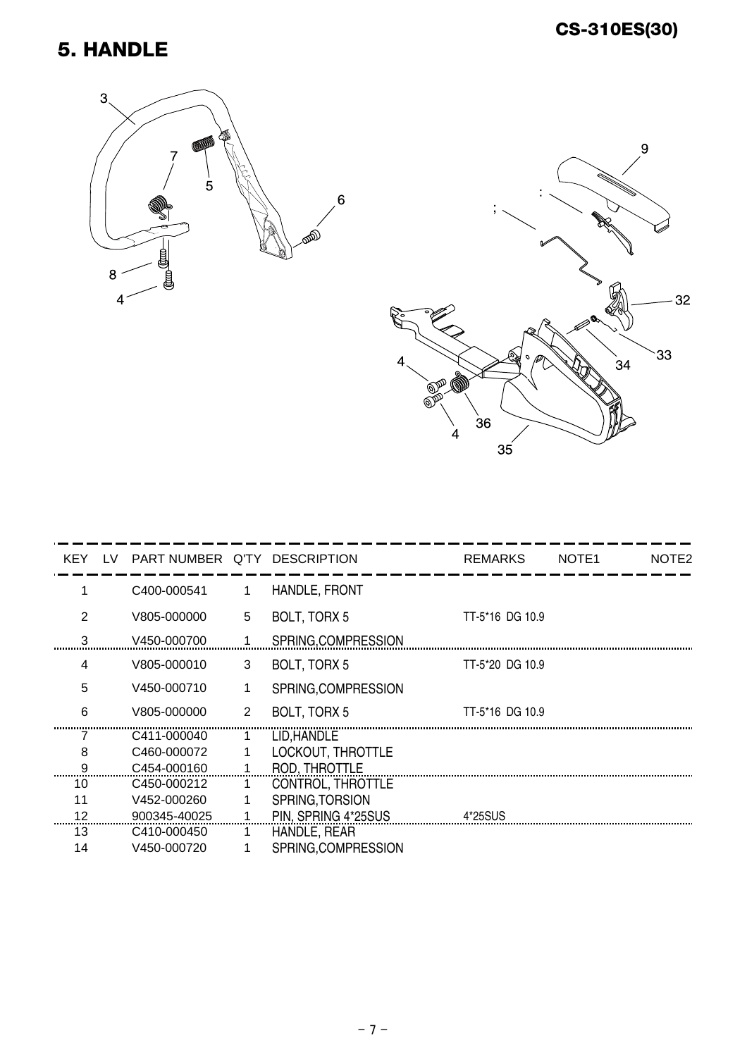# 5. HANDLE

| KEY | LV | PART NUMBER | Q'TY | DESCRIPTION | REMARKS | NOTE1 | NOTE2 |
|---|---|---|---|---|---|---|---|
| 1 | | C400-000541 | 1 | HANDLE, FRONT | | | |
| 2 | | V805-000000 | 5 | BOLT, TORX 5 | TT-5*16 DG 10.9 | | |
| 3 | | V450-000700 | 1 | SPRING,COMPRESSION | | | |
| 4 | | V805-000010 | 3 | BOLT, TORX 5 | TT-5*20 DG 10.9 | | |
| 5 | | V450-000710 | 1 | SPRING,COMPRESSION | | | |
| 6 | | V805-000000 | 2 | BOLT, TORX 5 | TT-5*16 DG 10.9 | | |
| 7 | | C411-000040 | 1 | LID,HANDLE | | | |
| 8 | | C460-000072 | 1 | LOCKOUT, THROTTLE | | | |
| 9 | | C454-000160 | 1 | ROD, THROTTLE | | | |
| 10 | | C450-000212 | 1 | CONTROL, THROTTLE | | | |
| 11 | | V452-000260 | 1 | SPRING,TORSION | | | |
| 12 | | 900345-40025 | 1 | PIN, SPRING 4*25SUS | 4*25SUS | | |
| 13 | | C410-000450 | 1 | HANDLE, REAR | | | |
| 14 | | V450-000720 | 1 | SPRING,COMPRESSION | | | |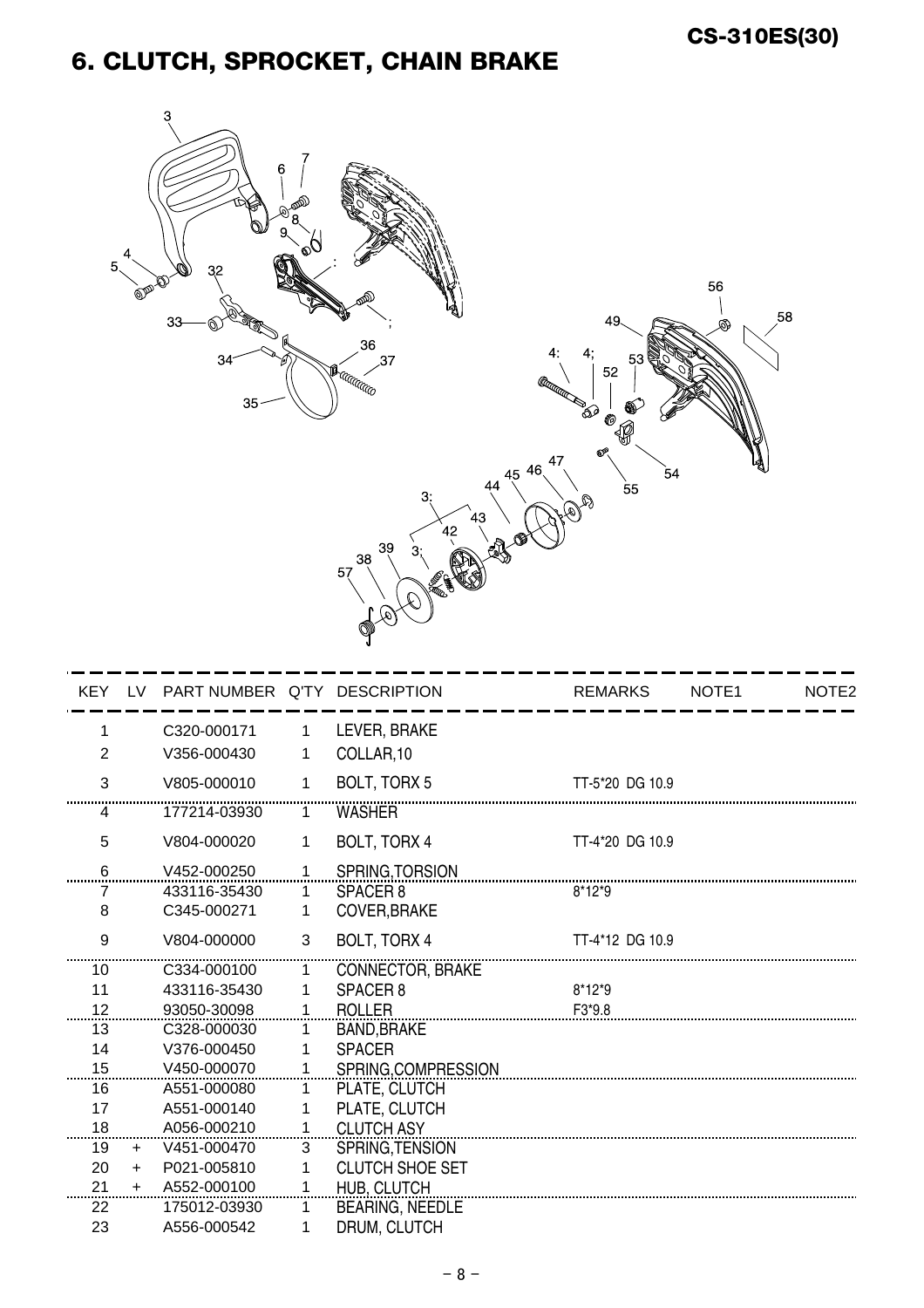## 6. CLUTCH, SPROCKET, CHAIN BRAKE

| KEY | LV | PART NUMBER | Q'TY | DESCRIPTION | REMARKS | NOTE1 | NOTE2 |
|---|---|---|---|---|---|---|---|
| 1 | | C320-000171 | 1 | LEVER, BRAKE | | | |
| 2 | | V356-000430 | 1 | COLLAR,10 | | | |
| 3 | | V805-000010 | 1 | BOLT, TORX 5 | TT-5*20 DG 10.9 | | |
| 4 | | 177214-03930 | 1 | WASHER | | | |
| 5 | | V804-000020 | 1 | BOLT, TORX 4 | TT-4*20 DG 10.9 | | |
| 6 | | V452-000250 | 1 | SPRING,TORSION | | | |
| 7 | | 433116-35430 | 1 | SPACER 8 | 8*12*9 | | |
| 8 | | C345-000271 | 1 | COVER,BRAKE | | | |
| 9 | | V804-000000 | 3 | BOLT, TORX 4 | TT-4*12 DG 10.9 | | |
| 10 | | C334-000100 | 1 | CONNECTOR, BRAKE | | | |
| 11 | | 433116-35430 | 1 | SPACER 8 | 8*12*9 | | |
| 12 | | 93050-30098 | 1 | ROLLER | F3*9.8 | | |
| 13 | | C328-000030 | 1 | BAND,BRAKE | | | |
| 14 | | V376-000450 | 1 | SPACER | | | |
| 15 | | V450-000070 | 1 | SPRING,COMPRESSION | | | |
| 16 | | A551-000080 | 1 | PLATE, CLUTCH | | | |
| 17 | | A551-000140 | 1 | PLATE, CLUTCH | | | |
| 18 | | A056-000210 | 1 | CLUTCH ASY | | | |
| 19 | + | V451-000470 | 3 | SPRING,TENSION | | | |
| 20 | + | P021-005810 | 1 | CLUTCH SHOE SET | | | |
| 21 | + | A552-000100 | 1 | HUB, CLUTCH | | | |
| 22 | | 175012-03930 | 1 | BEARING, NEEDLE | | | |
| 23 | | A556-000542 | 1 | DRUM, CLUTCH | | | |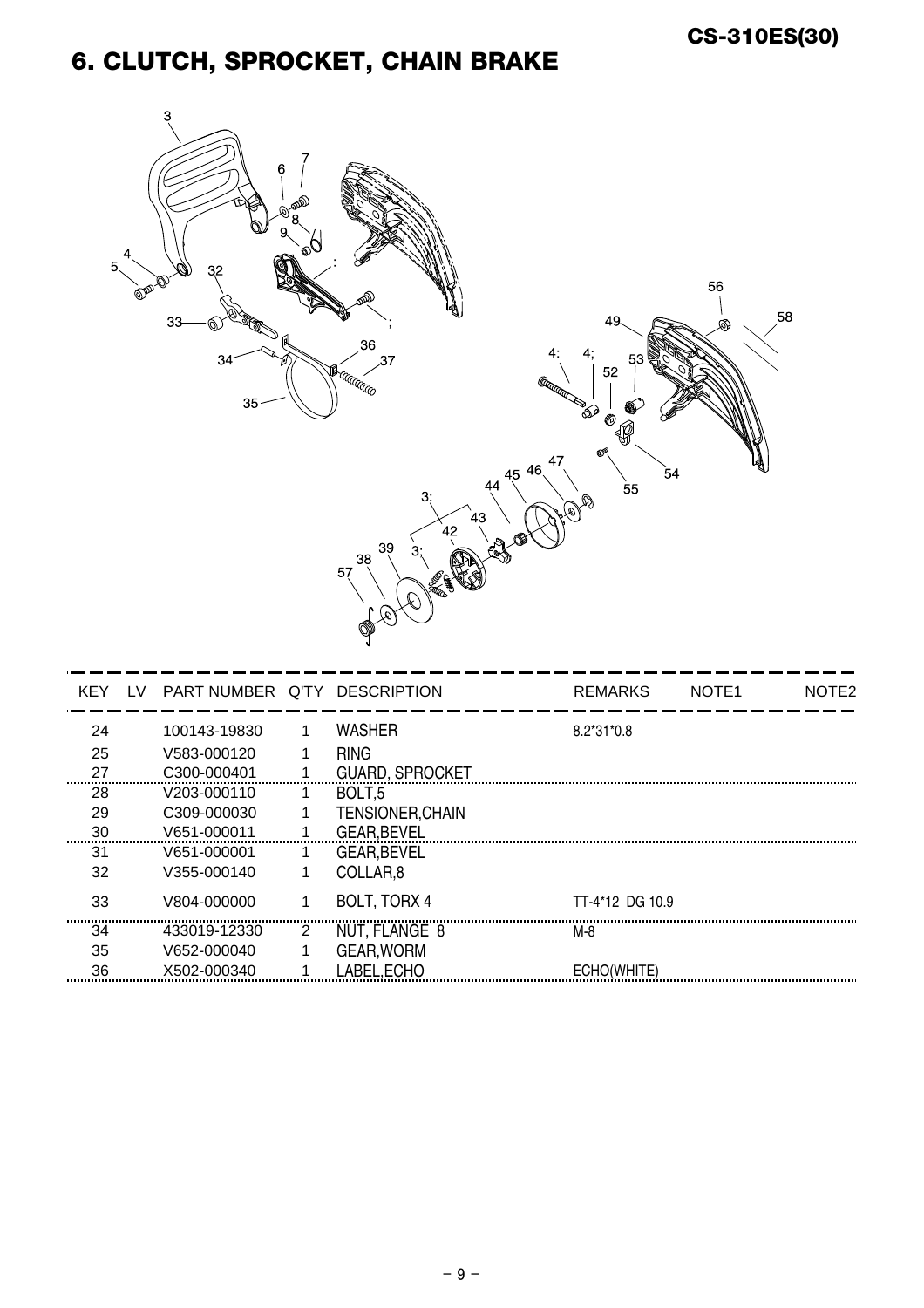# 6. CLUTCH, SPROCKET, CHAIN BRAKE

CS-310ES(30)

| KEY | LV | PART NUMBER | Q'TY | DESCRIPTION | REMARKS | NOTE1 | NOTE2 |
|---|---|---|---|---|---|---|---|
| 24 | | 100143-19830 | 1 | WASHER | 8.2*31*0.8 | | |
| 25 | | V583-000120 | 1 | RING | | | |
| 27 | | C300-000401 | 1 | GUARD, SPROCKET | | | |
| 28 | | V203-000110 | 1 | BOLT,5 | | | |
| 29 | | C309-000030 | 1 | TENSIONER,CHAIN | | | |
| 30 | | V651-000011 | 1 | GEAR,BEVEL | | | |
| 31 | | V651-000001 | 1 | GEAR,BEVEL | | | |
| 32 | | V355-000140 | 1 | COLLAR,8 | | | |
| 33 | | V804-000000 | 1 | BOLT, TORX 4 | TT-4*12 DG 10.9 | | |
| 34 | | 433019-12330 | 2 | NUT, FLANGE 8 | M-8 | | |
| 35 | | V652-000040 | 1 | GEAR,WORM | | | |
| 36 | | X502-000340 | 1 | LABEL,ECHO | ECHO(WHITE) | | |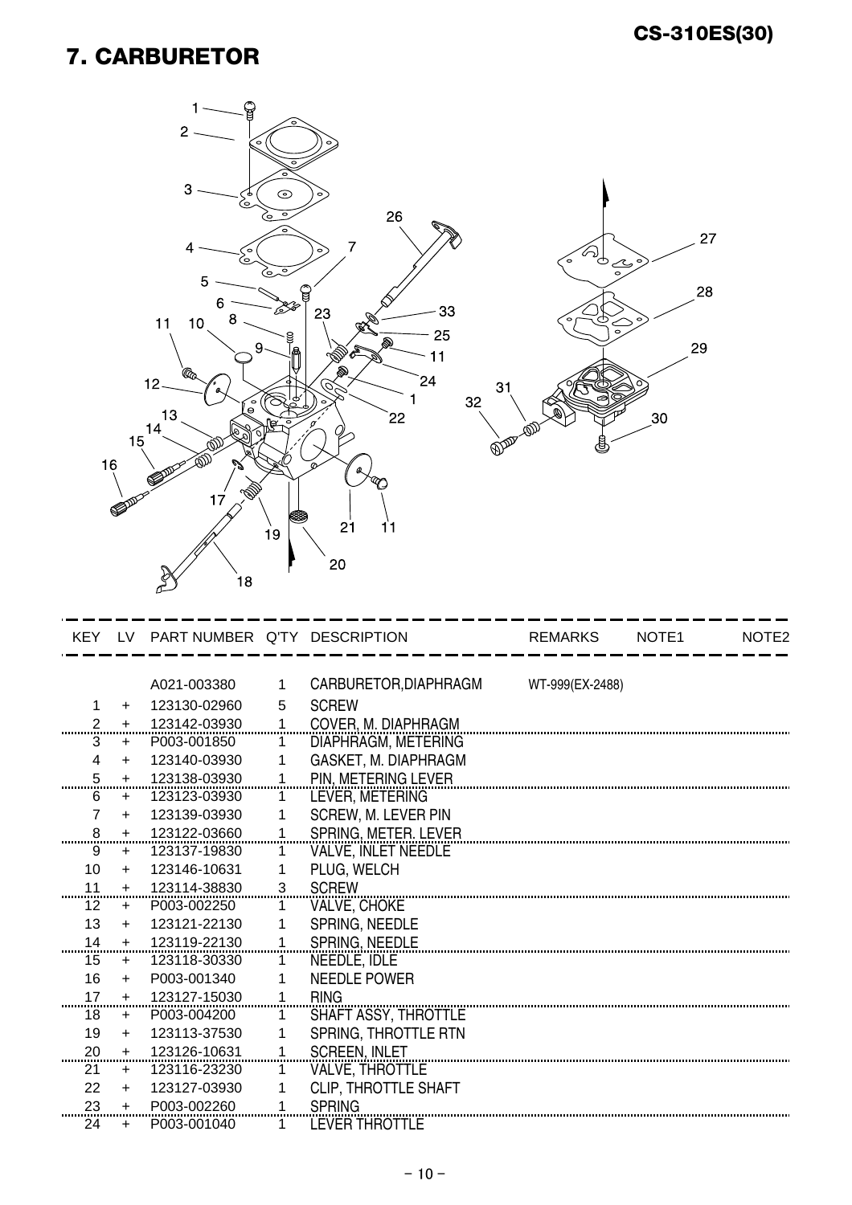## 7. CARBURETOR

| KEY | LV | PART NUMBER | Q'TY | DESCRIPTION | REMARKS | NOTE1 | NOTE2 |
|---|---|---|---|---|---|---|---|
| | | A021-003380 | 1 | CARBURETOR,DIAPHRAGM | WT-999(EX-2488) | | |
| 1 | + | 123130-02960 | 5 | SCREW | | | |
| 2 | + | 123142-03930 | 1 | COVER, M. DIAPHRAGM | | | |
| 3 | + | P003-001850 | 1 | DIAPHRAGM, METERING | | | |
| 4 | + | 123140-03930 | 1 | GASKET, M. DIAPHRAGM | | | |
| 5 | + | 123138-03930 | 1 | PIN, METERING LEVER | | | |
| 6 | + | 123123-03930 | 1 | LEVER, METERING | | | |
| 7 | + | 123139-03930 | 1 | SCREW, M. LEVER PIN | | | |
| 8 | + | 123122-03660 | 1 | SPRING, METER. LEVER | | | |
| 9 | + | 123137-19830 | 1 | VALVE, INLET NEEDLE | | | |
| 10 | + | 123146-10631 | 1 | PLUG, WELCH | | | |
| 11 | + | 123114-38830 | 3 | SCREW | | | |
| 12 | + | P003-002250 | 1 | VALVE, CHOKE | | | |
| 13 | + | 123121-22130 | 1 | SPRING, NEEDLE | | | |
| 14 | + | 123119-22130 | 1 | SPRING, NEEDLE | | | |
| 15 | + | 123118-30330 | 1 | NEEDLE, IDLE | | | |
| 16 | + | P003-001340 | 1 | NEEDLE POWER | | | |
| 17 | + | 123127-15030 | 1 | RING | | | |
| 18 | + | P003-004200 | 1 | SHAFT ASSY, THROTTLE | | | |
| 19 | + | 123113-37530 | 1 | SPRING, THROTTLE RTN | | | |
| 20 | + | 123126-10631 | 1 | SCREEN, INLET | | | |
| 21 | + | 123116-23230 | 1 | VALVE, THROTTLE | | | |
| 22 | + | 123127-03930 | 1 | CLIP, THROTTLE SHAFT | | | |
| 23 | + | P003-002260 | 1 | SPRING | | | |
| 24 | + | P003-001040 | 1 | LEVER THROTTLE | | | |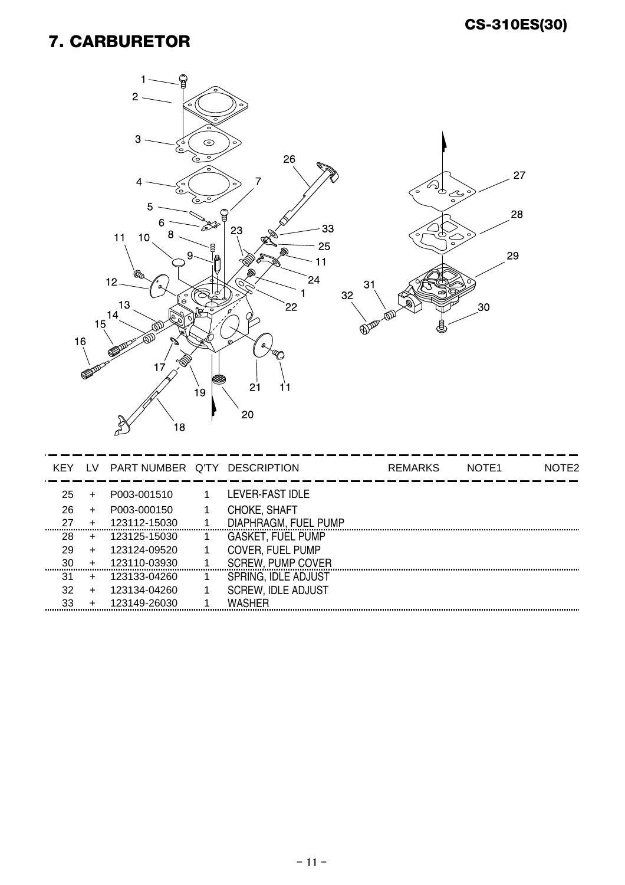# 7. CARBURETOR

| KEY | LV | PART NUMBER | Q'TY | DESCRIPTION | REMARKS | NOTE1 | NOTE2 |
|---|---|---|---|---|---|---|---|
| 25 | + | P003-001510 | 1 | LEVER-FAST IDLE | | | |
| 26 | + | P003-000150 | 1 | CHOKE, SHAFT | | | |
| 27 | + | 123112-15030 | 1 | DIAPHRAGM, FUEL PUMP | | | |
| 28 | + | 123125-15030 | 1 | GASKET, FUEL PUMP | | | |
| 29 | + | 123124-09520 | 1 | COVER, FUEL PUMP | | | |
| 30 | + | 123110-03930 | 1 | SCREW, PUMP COVER | | | |
| 31 | + | 123133-04260 | 1 | SPRING, IDLE ADJUST | | | |
| 32 | + | 123134-04260 | 1 | SCREW, IDLE ADJUST | | | |
| 33 | + | 123149-26030 | 1 | WASHER | | | |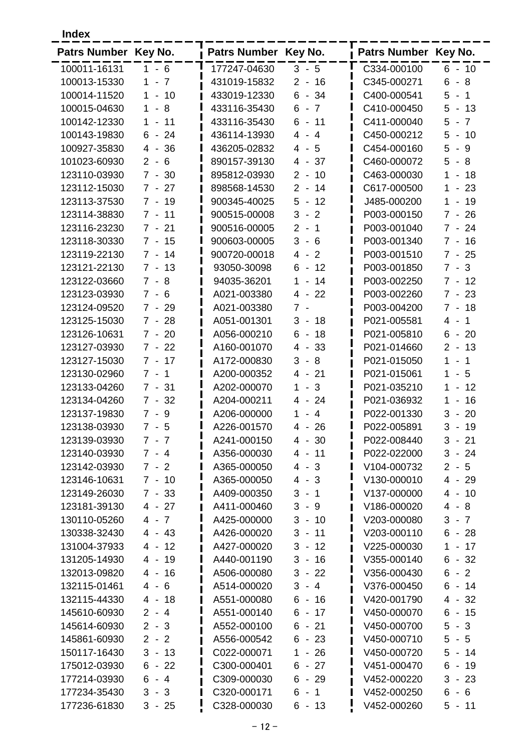**Index**

| Patrs Number | Key No. | Patrs Number | Key No. | Patrs Number | Key No. |
|---|---|---|---|---|---|
| 100011-16131 | 1 - 6 | 177247-04630 | 3 - 5 | C334-000100 | 6 - 10 |
| 100013-15330 | 1 - 7 | 431019-15832 | 2 - 16 | C345-000271 | 6 - 8 |
| 100014-11520 | 1 - 10 | 433019-12330 | 6 - 34 | C400-000541 | 5 - 1 |
| 100015-04630 | 1 - 8 | 433116-35430 | 6 - 7 | C410-000450 | 5 - 13 |
| 100142-12330 | 1 - 11 | 433116-35430 | 6 - 11 | C411-000040 | 5 - 7 |
| 100143-19830 | 6 - 24 | 436114-13930 | 4 - 4 | C450-000212 | 5 - 10 |
| 100927-35830 | 4 - 36 | 436205-02832 | 4 - 5 | C454-000160 | 5 - 9 |
| 101023-60930 | 2 - 6 | 890157-39130 | 4 - 37 | C460-000072 | 5 - 8 |
| 123110-03930 | 7 - 30 | 895812-03930 | 2 - 10 | C463-000030 | 1 - 18 |
| 123112-15030 | 7 - 27 | 898568-14530 | 2 - 14 | C617-000500 | 1 - 23 |
| 123113-37530 | 7 - 19 | 900345-40025 | 5 - 12 | J485-000200 | 1 - 19 |
| 123114-38830 | 7 - 11 | 900515-00008 | 3 - 2 | P003-000150 | 7 - 26 |
| 123116-23230 | 7 - 21 | 900516-00005 | 2 - 1 | P003-001040 | 7 - 24 |
| 123118-30330 | 7 - 15 | 900603-00005 | 3 - 6 | P003-001340 | 7 - 16 |
| 123119-22130 | 7 - 14 | 900720-00018 | 4 - 2 | P003-001510 | 7 - 25 |
| 123121-22130 | 7 - 13 | 93050-30098 | 6 - 12 | P003-001850 | 7 - 3 |
| 123122-03660 | 7 - 8 | 94035-36201 | 1 - 14 | P003-002250 | 7 - 12 |
| 123123-03930 | 7 - 6 | A021-003380 | 4 - 22 | P003-002260 | 7 - 23 |
| 123124-09520 | 7 - 29 | A021-003380 | 7 - | P003-004200 | 7 - 18 |
| 123125-15030 | 7 - 28 | A051-001301 | 3 - 18 | P021-005581 | 4 - 1 |
| 123126-10631 | 7 - 20 | A056-000210 | 6 - 18 | P021-005810 | 6 - 20 |
| 123127-03930 | 7 - 22 | A160-001070 | 4 - 33 | P021-014660 | 2 - 13 |
| 123127-15030 | 7 - 17 | A172-000830 | 3 - 8 | P021-015050 | 1 - 1 |
| 123130-02960 | 7 - 1 | A200-000352 | 4 - 21 | P021-015061 | 1 - 5 |
| 123133-04260 | 7 - 31 | A202-000070 | 1 - 3 | P021-035210 | 1 - 12 |
| 123134-04260 | 7 - 32 | A204-000211 | 4 - 24 | P021-036932 | 1 - 16 |
| 123137-19830 | 7 - 9 | A206-000000 | 1 - 4 | P022-001330 | 3 - 20 |
| 123138-03930 | 7 - 5 | A226-001570 | 4 - 26 | P022-005891 | 3 - 19 |
| 123139-03930 | 7 - 7 | A241-000150 | 4 - 30 | P022-008440 | 3 - 21 |
| 123140-03930 | 7 - 4 | A356-000030 | 4 - 11 | P022-022000 | 3 - 24 |
| 123142-03930 | 7 - 2 | A365-000050 | 4 - 3 | V104-000732 | 2 - 5 |
| 123146-10631 | 7 - 10 | A365-000050 | 4 - 3 | V130-000010 | 4 - 29 |
| 123149-26030 | 7 - 33 | A409-000350 | 3 - 1 | V137-000000 | 4 - 10 |
| 123181-39130 | 4 - 27 | A411-000460 | 3 - 9 | V186-000020 | 4 - 8 |
| 130110-05260 | 4 - 7 | A425-000000 | 3 - 10 | V203-000080 | 3 - 7 |
| 130338-32430 | 4 - 43 | A426-000020 | 3 - 11 | V203-000110 | 6 - 28 |
| 131004-37933 | 4 - 12 | A427-000020 | 3 - 12 | V225-000030 | 1 - 17 |
| 131205-14930 | 4 - 19 | A440-001190 | 3 - 16 | V355-000140 | 6 - 32 |
| 132013-09820 | 4 - 16 | A506-000080 | 3 - 22 | V356-000430 | 6 - 2 |
| 132115-01461 | 4 - 6 | A514-000020 | 3 - 4 | V376-000450 | 6 - 14 |
| 132115-44330 | 4 - 18 | A551-000080 | 6 - 16 | V420-001790 | 4 - 32 |
| 145610-60930 | 2 - 4 | A551-000140 | 6 - 17 | V450-000070 | 6 - 15 |
| 145614-60930 | 2 - 3 | A552-000100 | 6 - 21 | V450-000700 | 5 - 3 |
| 145861-60930 | 2 - 2 | A556-000542 | 6 - 23 | V450-000710 | 5 - 5 |
| 150117-16430 | 3 - 13 | C022-000071 | 1 - 26 | V450-000720 | 5 - 14 |
| 175012-03930 | 6 - 22 | C300-000401 | 6 - 27 | V451-000470 | 6 - 19 |
| 177214-03930 | 6 - 4 | C309-000030 | 6 - 29 | V452-000220 | 3 - 23 |
| 177234-35430 | 3 - 3 | C320-000171 | 6 - 1 | V452-000250 | 6 - 6 |
| 177236-61830 | 3 - 25 | C328-000030 | 6 - 13 | V452-000260 | 5 - 11 |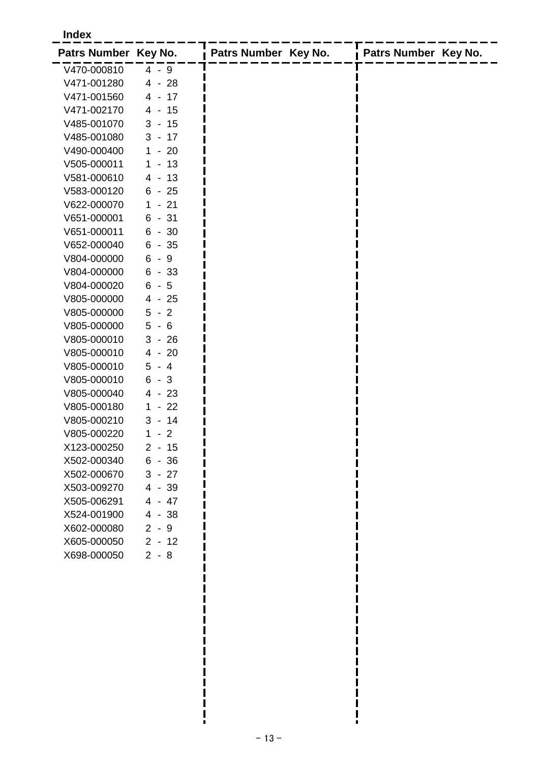**Index**

| Patrs Number | Key No. | Patrs Number | Key No. | Patrs Number | Key No. |
|---|---|---|---|---|---|
| V470-000810 | 4 - 9 | | | | |
| V471-001280 | 4 - 28 | | | | |
| V471-001560 | 4 - 17 | | | | |
| V471-002170 | 4 - 15 | | | | |
| V485-001070 | 3 - 15 | | | | |
| V485-001080 | 3 - 17 | | | | |
| V490-000400 | 1 - 20 | | | | |
| V505-000011 | 1 - 13 | | | | |
| V581-000610 | 4 - 13 | | | | |
| V583-000120 | 6 - 25 | | | | |
| V622-000070 | 1 - 21 | | | | |
| V651-000001 | 6 - 31 | | | | |
| V651-000011 | 6 - 30 | | | | |
| V652-000040 | 6 - 35 | | | | |
| V804-000000 | 6 - 9 | | | | |
| V804-000000 | 6 - 33 | | | | |
| V804-000020 | 6 - 5 | | | | |
| V805-000000 | 4 - 25 | | | | |
| V805-000000 | 5 - 2 | | | | |
| V805-000000 | 5 - 6 | | | | |
| V805-000010 | 3 - 26 | | | | |
| V805-000010 | 4 - 20 | | | | |
| V805-000010 | 5 - 4 | | | | |
| V805-000010 | 6 - 3 | | | | |
| V805-000040 | 4 - 23 | | | | |
| V805-000180 | 1 - 22 | | | | |
| V805-000210 | 3 - 14 | | | | |
| V805-000220 | 1 - 2 | | | | |
| X123-000250 | 2 - 15 | | | | |
| X502-000340 | 6 - 36 | | | | |
| X502-000670 | 3 - 27 | | | | |
| X503-009270 | 4 - 39 | | | | |
| X505-006291 | 4 - 47 | | | | |
| X524-001900 | 4 - 38 | | | | |
| X602-000080 | 2 - 9 | | | | |
| X605-000050 | 2 - 12 | | | | |
| X698-000050 | 2 - 8 | | | | |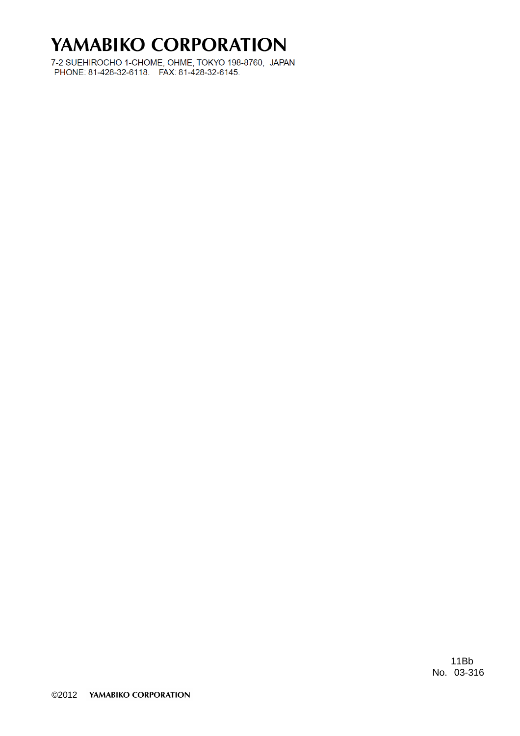# YAMABIKO CORPORATION

7-2 SUEHIROCHO 1-CHOME, OHME, TOKYO 198-8760, JAPAN
PHONE: 81-428-32-6118. FAX: 81-428-32-6145.

11Bb
No. 03-316

©2012 YAMABIKO CORPORATION